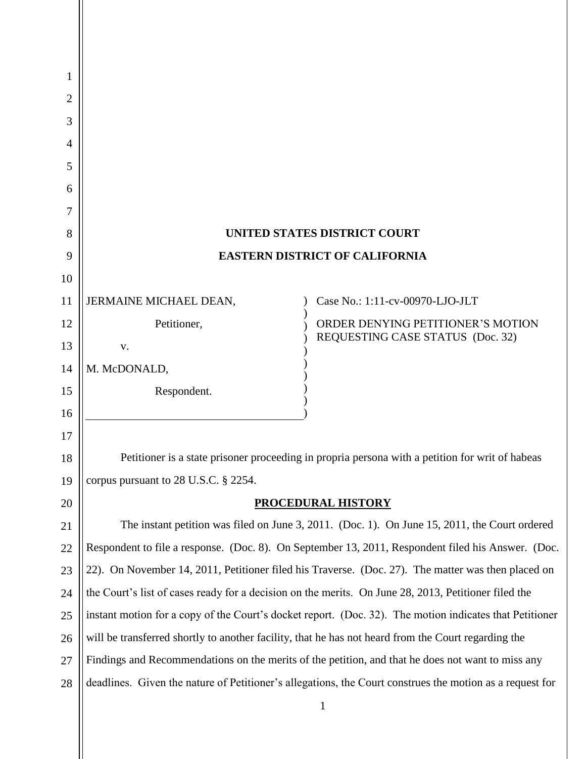# UNITED STATES DISTRICT COURT

# EASTERN DISTRICT OF CALIFORNIA

JERMAINE MICHAEL DEAN,

Petitioner,

v.

M. McDONALD,

Respondent.

Case No.: 1:11-cv-00970-LJO-JLT

ORDER DENYING PETITIONER'S MOTION REQUESTING CASE STATUS (Doc. 32)

Petitioner is a state prisoner proceeding in propria persona with a petition for writ of habeas corpus pursuant to 28 U.S.C. § 2254.

## PROCEDURAL HISTORY

The instant petition was filed on June 3, 2011. (Doc. 1). On June 15, 2011, the Court ordered Respondent to file a response. (Doc. 8). On September 13, 2011, Respondent filed his Answer. (Doc. 22). On November 14, 2011, Petitioner filed his Traverse. (Doc. 27). The matter was then placed on the Court's list of cases ready for a decision on the merits. On June 28, 2013, Petitioner filed the instant motion for a copy of the Court's docket report. (Doc. 32). The motion indicates that Petitioner will be transferred shortly to another facility, that he has not heard from the Court regarding the Findings and Recommendations on the merits of the petition, and that he does not want to miss any deadlines. Given the nature of Petitioner's allegations, the Court construes the motion as a request for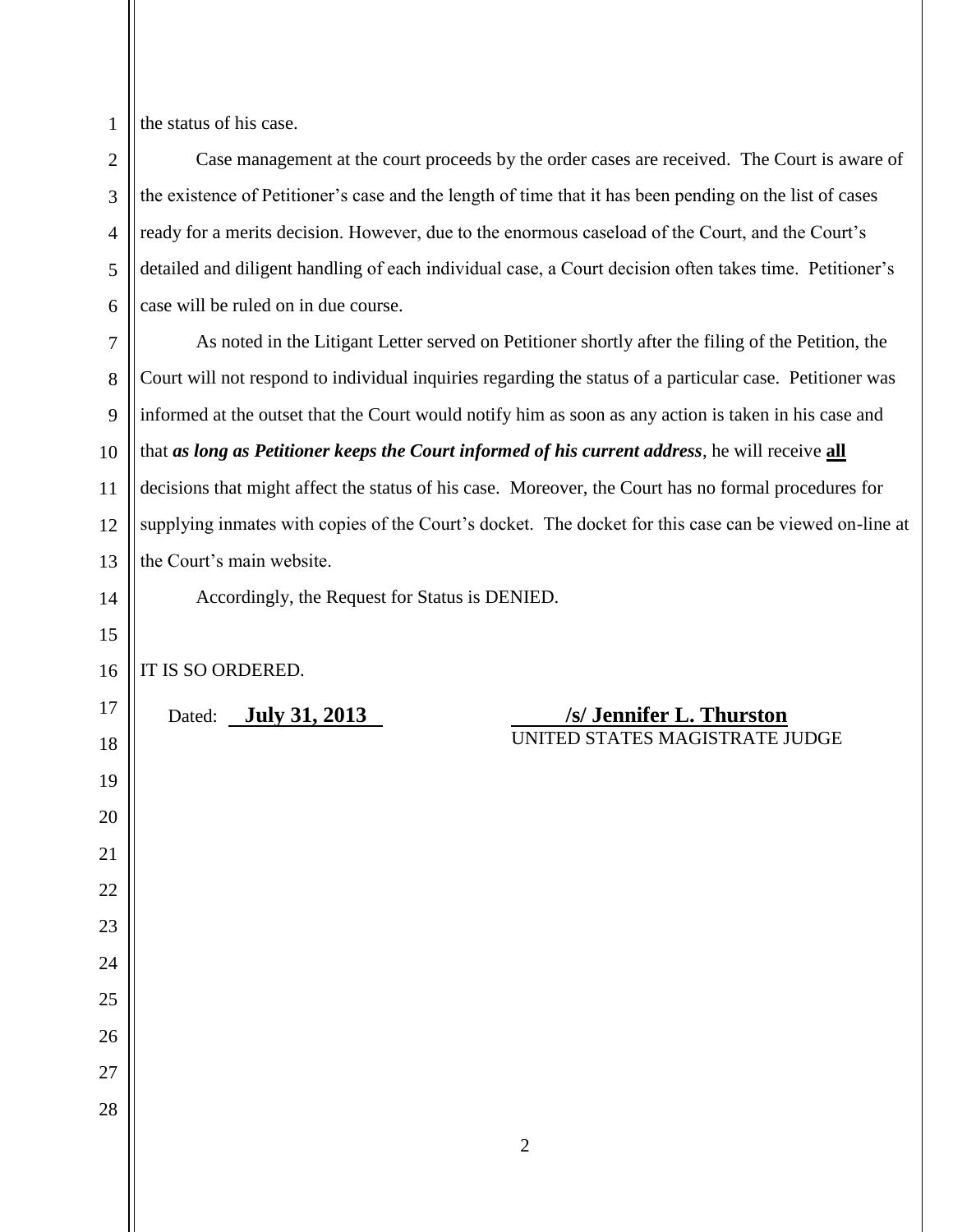the status of his case.

Case management at the court proceeds by the order cases are received. The Court is aware of the existence of Petitioner's case and the length of time that it has been pending on the list of cases ready for a merits decision. However, due to the enormous caseload of the Court, and the Court's detailed and diligent handling of each individual case, a Court decision often takes time. Petitioner's case will be ruled on in due course.

As noted in the Litigant Letter served on Petitioner shortly after the filing of the Petition, the Court will not respond to individual inquiries regarding the status of a particular case. Petitioner was informed at the outset that the Court would notify him as soon as any action is taken in his case and that ***as long as Petitioner keeps the Court informed of his current address***, he will receive <u>**all**</u> decisions that might affect the status of his case. Moreover, the Court has no formal procedures for supplying inmates with copies of the Court's docket. The docket for this case can be viewed on-line at the Court's main website.

Accordingly, the Request for Status is DENIED.

IT IS SO ORDERED.

Dated: **July 31, 2013**

**/s/ Jennifer L. Thurston**
UNITED STATES MAGISTRATE JUDGE